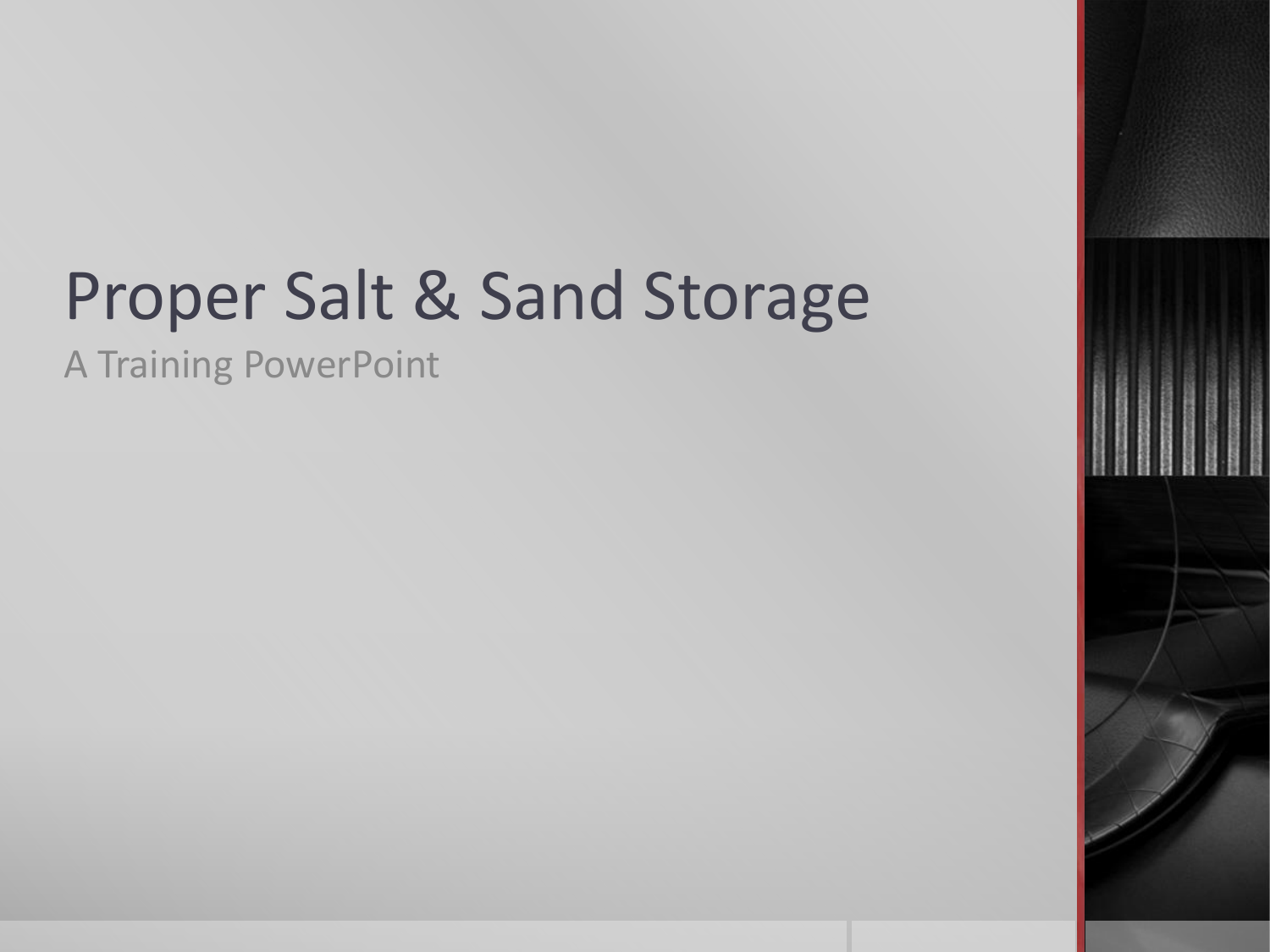# Proper Salt & Sand Storage

A Training PowerPoint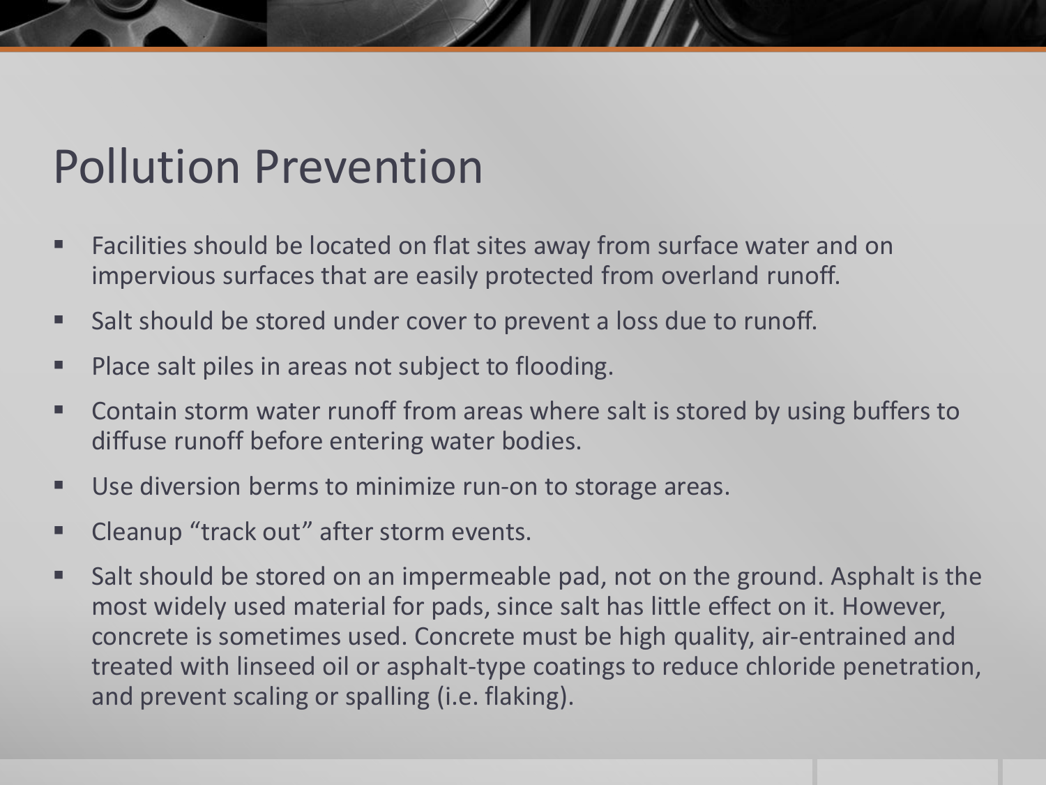# Pollution Prevention

- Facilities should be located on flat sites away from surface water and on impervious surfaces that are easily protected from overland runoff.
- Salt should be stored under cover to prevent a loss due to runoff.
- Place salt piles in areas not subject to flooding.
- Contain storm water runoff from areas where salt is stored by using buffers to diffuse runoff before entering water bodies.
- Use diversion berms to minimize run-on to storage areas.
- Cleanup “track out” after storm events.
- Salt should be stored on an impermeable pad, not on the ground. Asphalt is the most widely used material for pads, since salt has little effect on it. However, concrete is sometimes used. Concrete must be high quality, air-entrained and treated with linseed oil or asphalt-type coatings to reduce chloride penetration, and prevent scaling or spalling (i.e. flaking).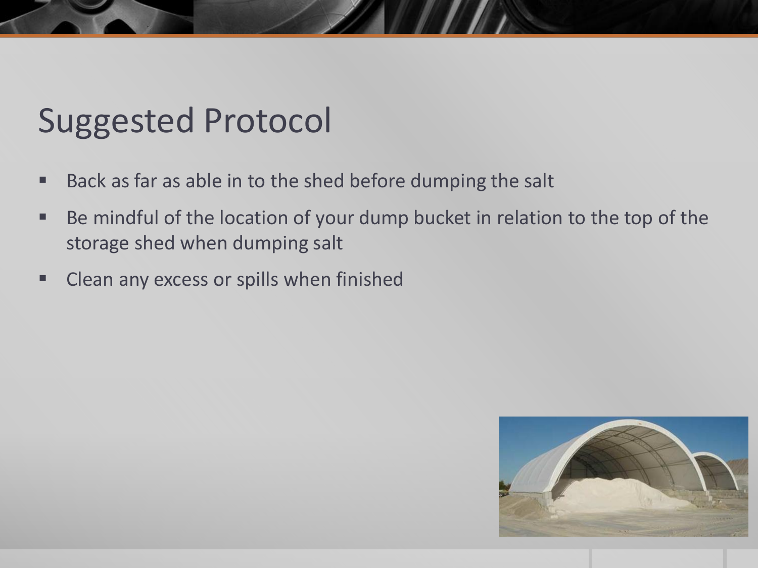# Suggested Protocol

- Back as far as able in to the shed before dumping the salt
- Be mindful of the location of your dump bucket in relation to the top of the storage shed when dumping salt
- Clean any excess or spills when finished